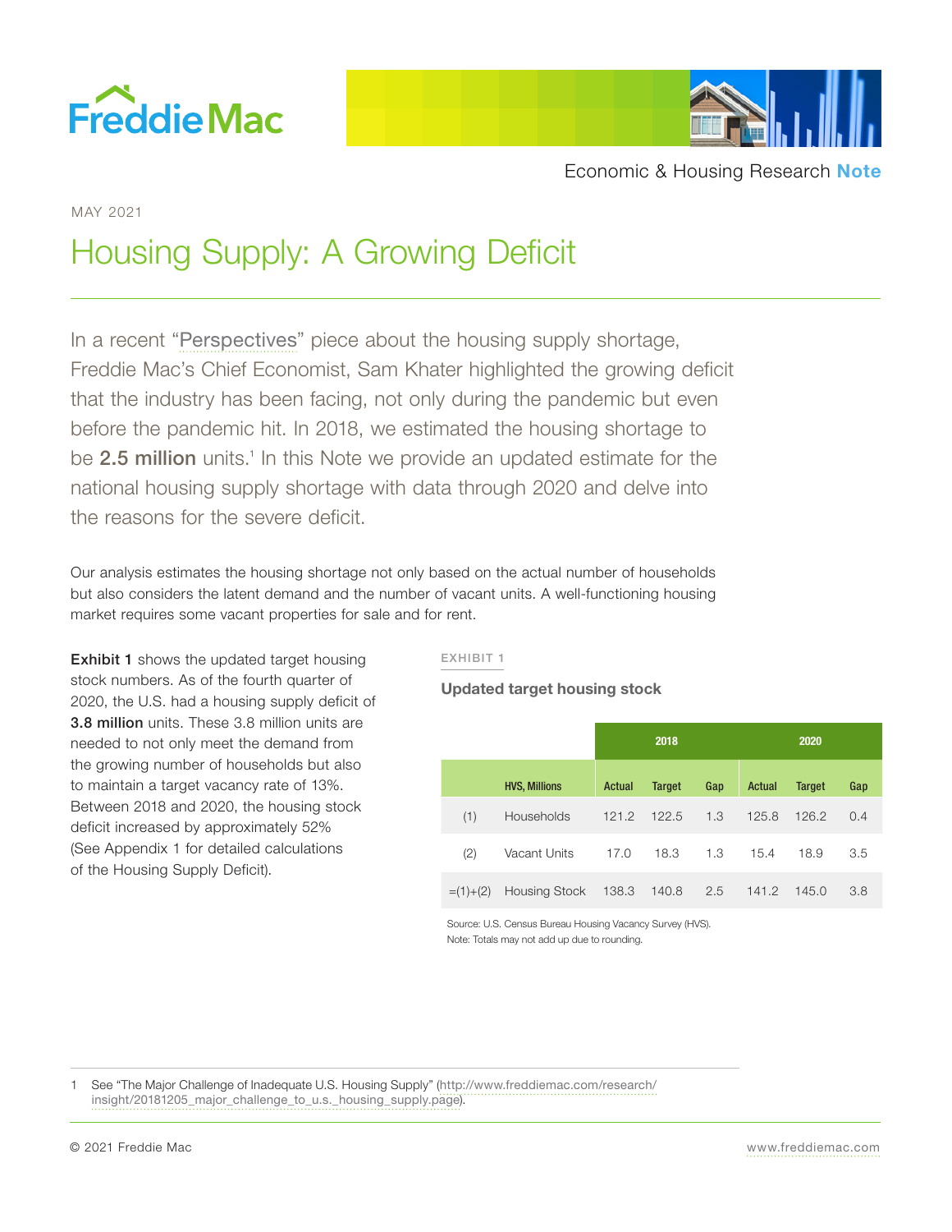Economic & Housing Research **Note**

MAY 2021

# Housing Supply: A Growing Deficit

In a recent "Perspectives" piece about the housing supply shortage, Freddie Mac's Chief Economist, Sam Khater highlighted the growing deficit that the industry has been facing, not only during the pandemic but even before the pandemic hit. In 2018, we estimated the housing shortage to be **2.5 million** units.[1] In this Note we provide an updated estimate for the national housing supply shortage with data through 2020 and delve into the reasons for the severe deficit.

Our analysis estimates the housing shortage not only based on the actual number of households but also considers the latent demand and the number of vacant units. A well-functioning housing market requires some vacant properties for sale and for rent.

**Exhibit 1** shows the updated target housing stock numbers. As of the fourth quarter of 2020, the U.S. had a housing supply deficit of **3.8 million** units. These 3.8 million units are needed to not only meet the demand from the growing number of households but also to maintain a target vacancy rate of 13%. Between 2018 and 2020, the housing stock deficit increased by approximately 52% (See Appendix 1 for detailed calculations of the Housing Supply Deficit).

EXHIBIT 1

**Updated target housing stock**

| | | 2018 | | | 2020 | | |
|---|---|---|---|---|---|---|---|
| | HVS, Millions | Actual | Target | Gap | Actual | Target | Gap |
| (1) | Households | 121.2 | 122.5 | 1.3 | 125.8 | 126.2 | 0.4 |
| (2) | Vacant Units | 17.0 | 18.3 | 1.3 | 15.4 | 18.9 | 3.5 |
| =(1)+(2) | Housing Stock | 138.3 | 140.8 | 2.5 | 141.2 | 145.0 | 3.8 |

Source: U.S. Census Bureau Housing Vacancy Survey (HVS).
Note: Totals may not add up due to rounding.

1 See "The Major Challenge of Inadequate U.S. Housing Supply" (http://www.freddiemac.com/research/insight/20181205_major_challenge_to_u.s._housing_supply.page).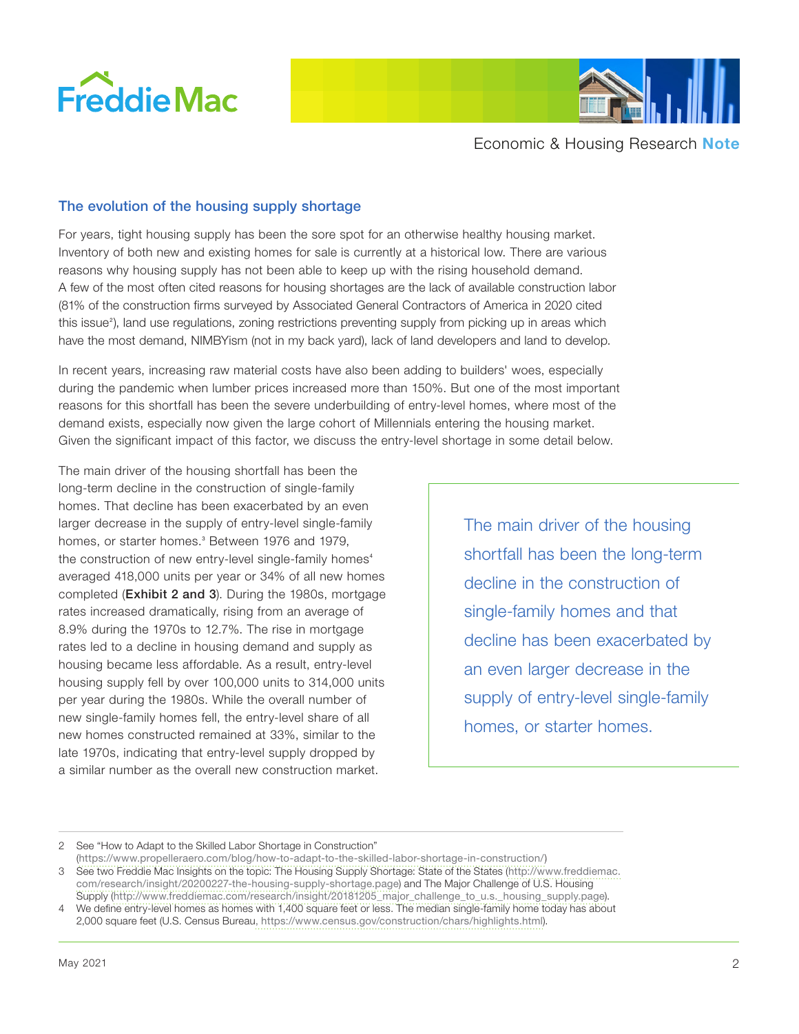## The evolution of the housing supply shortage

For years, tight housing supply has been the sore spot for an otherwise healthy housing market. Inventory of both new and existing homes for sale is currently at a historical low. There are various reasons why housing supply has not been able to keep up with the rising household demand. A few of the most often cited reasons for housing shortages are the lack of available construction labor (81% of the construction firms surveyed by Associated General Contractors of America in 2020 cited this issue[2]), land use regulations, zoning restrictions preventing supply from picking up in areas which have the most demand, NIMBYism (not in my back yard), lack of land developers and land to develop.

In recent years, increasing raw material costs have also been adding to builders' woes, especially during the pandemic when lumber prices increased more than 150%. But one of the most important reasons for this shortfall has been the severe underbuilding of entry-level homes, where most of the demand exists, especially now given the large cohort of Millennials entering the housing market. Given the significant impact of this factor, we discuss the entry-level shortage in some detail below.

The main driver of the housing shortfall has been the long-term decline in the construction of single-family homes. That decline has been exacerbated by an even larger decrease in the supply of entry-level single-family homes, or starter homes.[3] Between 1976 and 1979, the construction of new entry-level single-family homes[4] averaged 418,000 units per year or 34% of all new homes completed (**Exhibit 2 and 3**). During the 1980s, mortgage rates increased dramatically, rising from an average of 8.9% during the 1970s to 12.7%. The rise in mortgage rates led to a decline in housing demand and supply as housing became less affordable. As a result, entry-level housing supply fell by over 100,000 units to 314,000 units per year during the 1980s. While the overall number of new single-family homes fell, the entry-level share of all new homes constructed remained at 33%, similar to the late 1970s, indicating that entry-level supply dropped by a similar number as the overall new construction market.

> The main driver of the housing shortfall has been the long-term decline in the construction of single-family homes and that decline has been exacerbated by an even larger decrease in the supply of entry-level single-family homes, or starter homes.

---

2 See "How to Adapt to the Skilled Labor Shortage in Construction" (https://www.propelleraero.com/blog/how-to-adapt-to-the-skilled-labor-shortage-in-construction/)

3 See two Freddie Mac Insights on the topic: The Housing Supply Shortage: State of the States (http://www.freddiemac.com/research/insight/20200227-the-housing-supply-shortage.page) and The Major Challenge of U.S. Housing Supply (http://www.freddiemac.com/research/insight/20181205_major_challenge_to_u.s._housing_supply.page).

4 We define entry-level homes as homes with 1,400 square feet or less. The median single-family home today has about 2,000 square feet (U.S. Census Bureau, https://www.census.gov/construction/chars/highlights.html).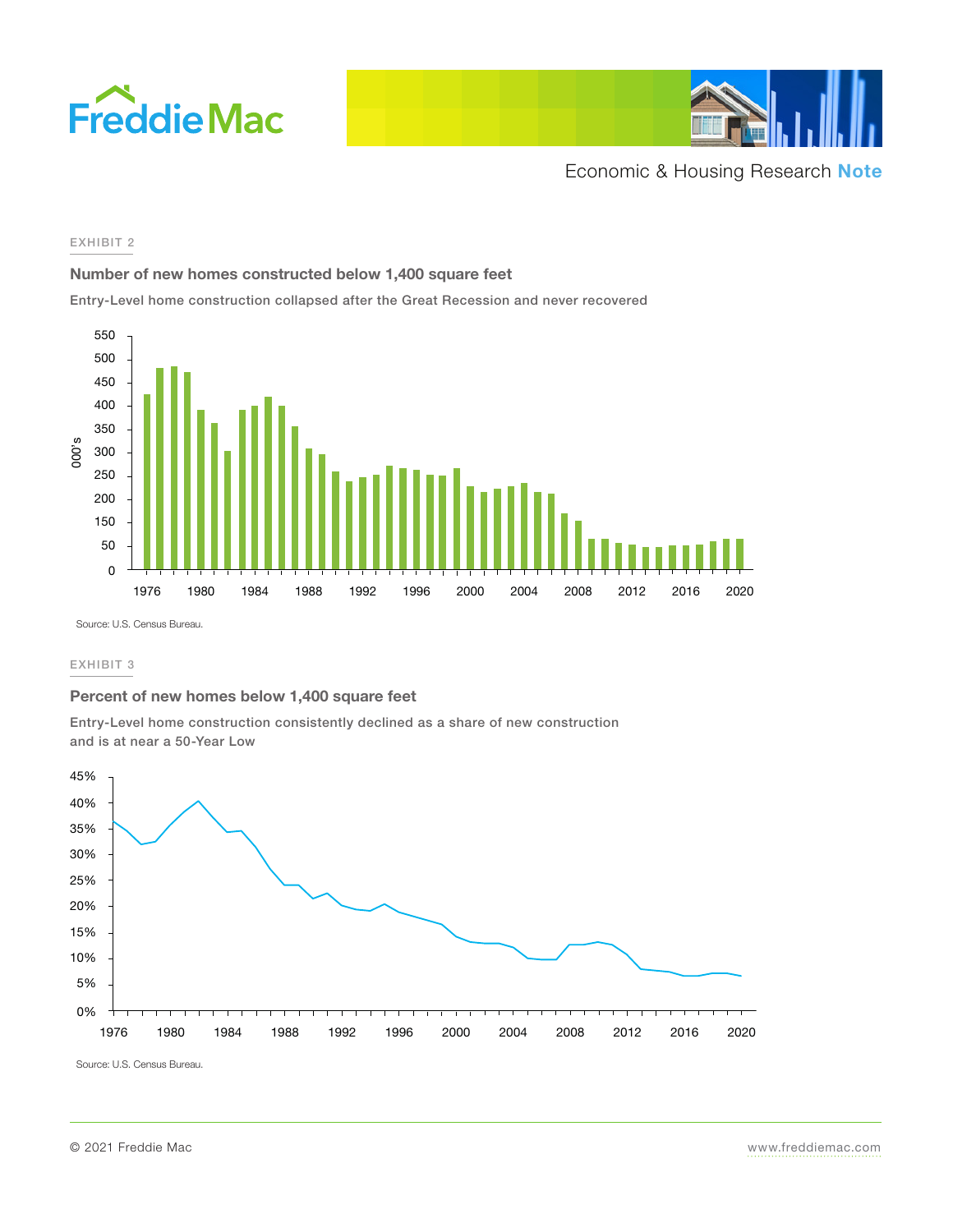EXHIBIT 2

### Number of new homes constructed below 1,400 square feet

Entry-Level home construction collapsed after the Great Recession and never recovered

Source: U.S. Census Bureau.

EXHIBIT 3

### Percent of new homes below 1,400 square feet

Entry-Level home construction consistently declined as a share of new construction and is at near a 50-Year Low

Source: U.S. Census Bureau.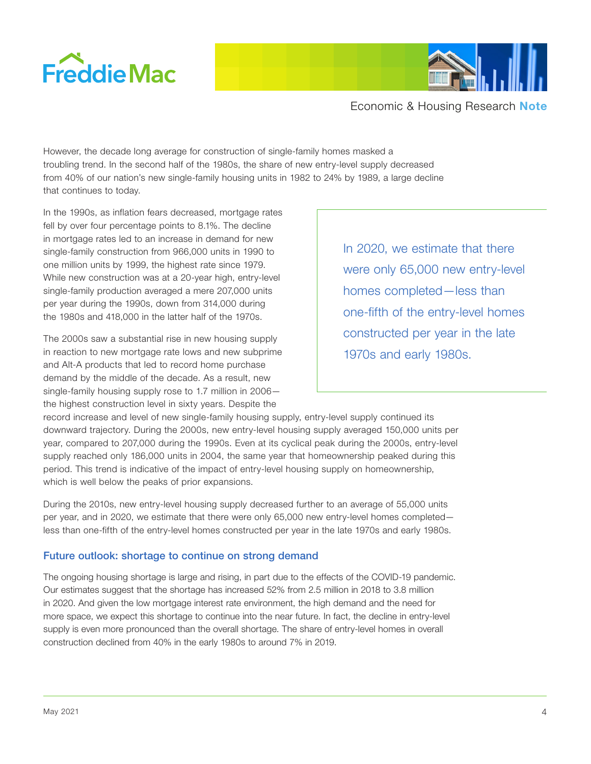However, the decade long average for construction of single-family homes masked a troubling trend. In the second half of the 1980s, the share of new entry-level supply decreased from 40% of our nation's new single-family housing units in 1982 to 24% by 1989, a large decline that continues to today.

In the 1990s, as inflation fears decreased, mortgage rates fell by over four percentage points to 8.1%. The decline in mortgage rates led to an increase in demand for new single-family construction from 966,000 units in 1990 to one million units by 1999, the highest rate since 1979. While new construction was at a 20-year high, entry-level single-family production averaged a mere 207,000 units per year during the 1990s, down from 314,000 during the 1980s and 418,000 in the latter half of the 1970s.

> In 2020, we estimate that there were only 65,000 new entry-level homes completed—less than one-fifth of the entry-level homes constructed per year in the late 1970s and early 1980s.

The 2000s saw a substantial rise in new housing supply in reaction to new mortgage rate lows and new subprime and Alt-A products that led to record home purchase demand by the middle of the decade. As a result, new single-family housing supply rose to 1.7 million in 2006—the highest construction level in sixty years. Despite the record increase and level of new single-family housing supply, entry-level supply continued its downward trajectory. During the 2000s, new entry-level housing supply averaged 150,000 units per year, compared to 207,000 during the 1990s. Even at its cyclical peak during the 2000s, entry-level supply reached only 186,000 units in 2004, the same year that homeownership peaked during this period. This trend is indicative of the impact of entry-level housing supply on homeownership, which is well below the peaks of prior expansions.

During the 2010s, new entry-level housing supply decreased further to an average of 55,000 units per year, and in 2020, we estimate that there were only 65,000 new entry-level homes completed—less than one-fifth of the entry-level homes constructed per year in the late 1970s and early 1980s.

## Future outlook: shortage to continue on strong demand

The ongoing housing shortage is large and rising, in part due to the effects of the COVID-19 pandemic. Our estimates suggest that the shortage has increased 52% from 2.5 million in 2018 to 3.8 million in 2020. And given the low mortgage interest rate environment, the high demand and the need for more space, we expect this shortage to continue into the near future. In fact, the decline in entry-level supply is even more pronounced than the overall shortage. The share of entry-level homes in overall construction declined from 40% in the early 1980s to around 7% in 2019.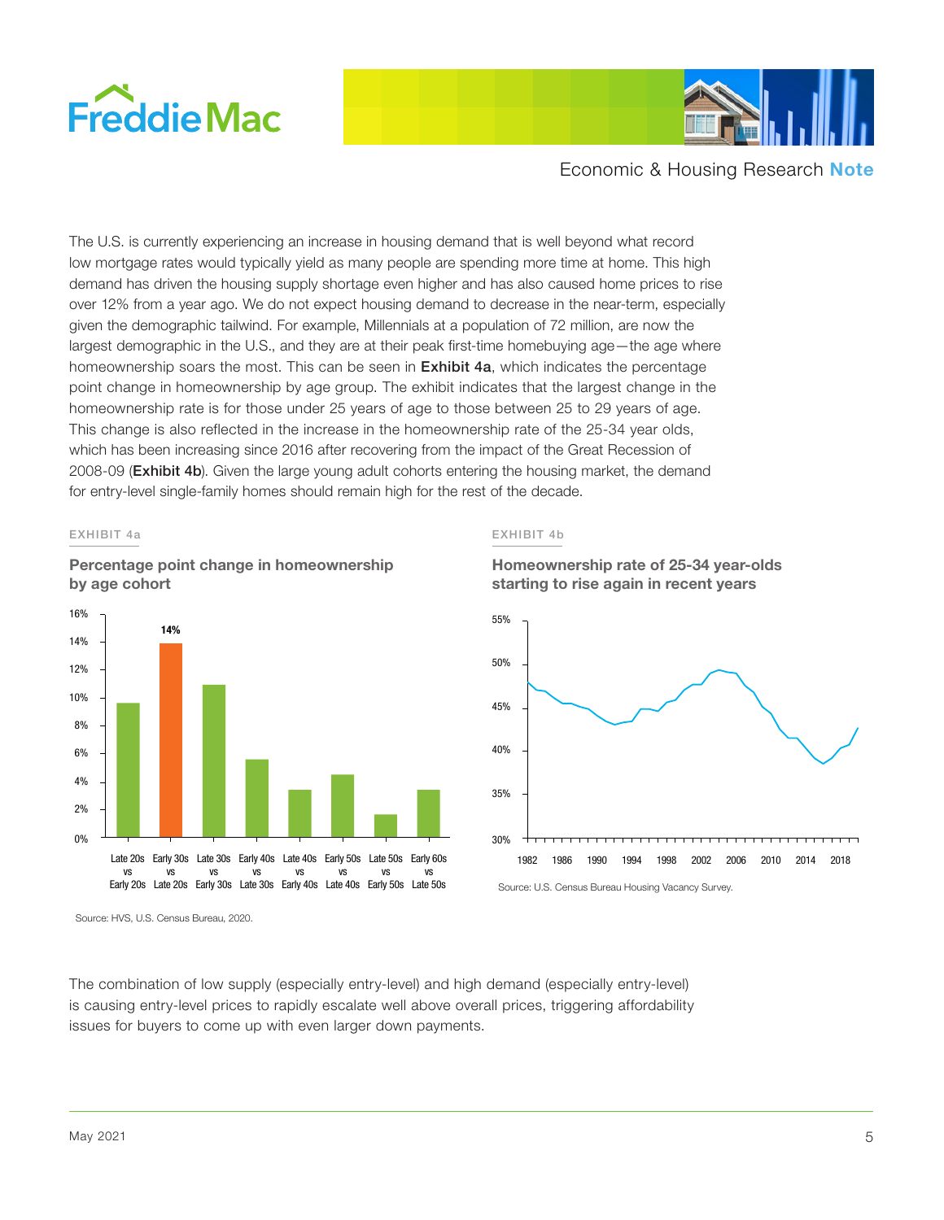The U.S. is currently experiencing an increase in housing demand that is well beyond what record low mortgage rates would typically yield as many people are spending more time at home. This high demand has driven the housing supply shortage even higher and has also caused home prices to rise over 12% from a year ago. We do not expect housing demand to decrease in the near-term, especially given the demographic tailwind. For example, Millennials at a population of 72 million, are now the largest demographic in the U.S., and they are at their peak first-time homebuying age—the age where homeownership soars the most. This can be seen in **Exhibit 4a**, which indicates the percentage point change in homeownership by age group. The exhibit indicates that the largest change in the homeownership rate is for those under 25 years of age to those between 25 to 29 years of age. This change is also reflected in the increase in the homeownership rate of the 25-34 year olds, which has been increasing since 2016 after recovering from the impact of the Great Recession of 2008-09 (**Exhibit 4b**). Given the large young adult cohorts entering the housing market, the demand for entry-level single-family homes should remain high for the rest of the decade.

EXHIBIT 4a

**Percentage point change in homeownership by age cohort**

| Age cohort | Percentage point change |
|---|---|
| Late 20s vs Early 20s | |
| Early 30s vs Late 20s | 14% |
| Late 30s vs Early 30s | |
| Early 40s vs Late 30s | |
| Late 40s vs Early 40s | |
| Early 50s vs Late 40s | |
| Late 50s vs Early 50s | |
| Early 60s vs Late 50s | |

Source: HVS, U.S. Census Bureau, 2020.

EXHIBIT 4b

**Homeownership rate of 25-34 year-olds starting to rise again in recent years**

Source: U.S. Census Bureau Housing Vacancy Survey.

The combination of low supply (especially entry-level) and high demand (especially entry-level) is causing entry-level prices to rapidly escalate well above overall prices, triggering affordability issues for buyers to come up with even larger down payments.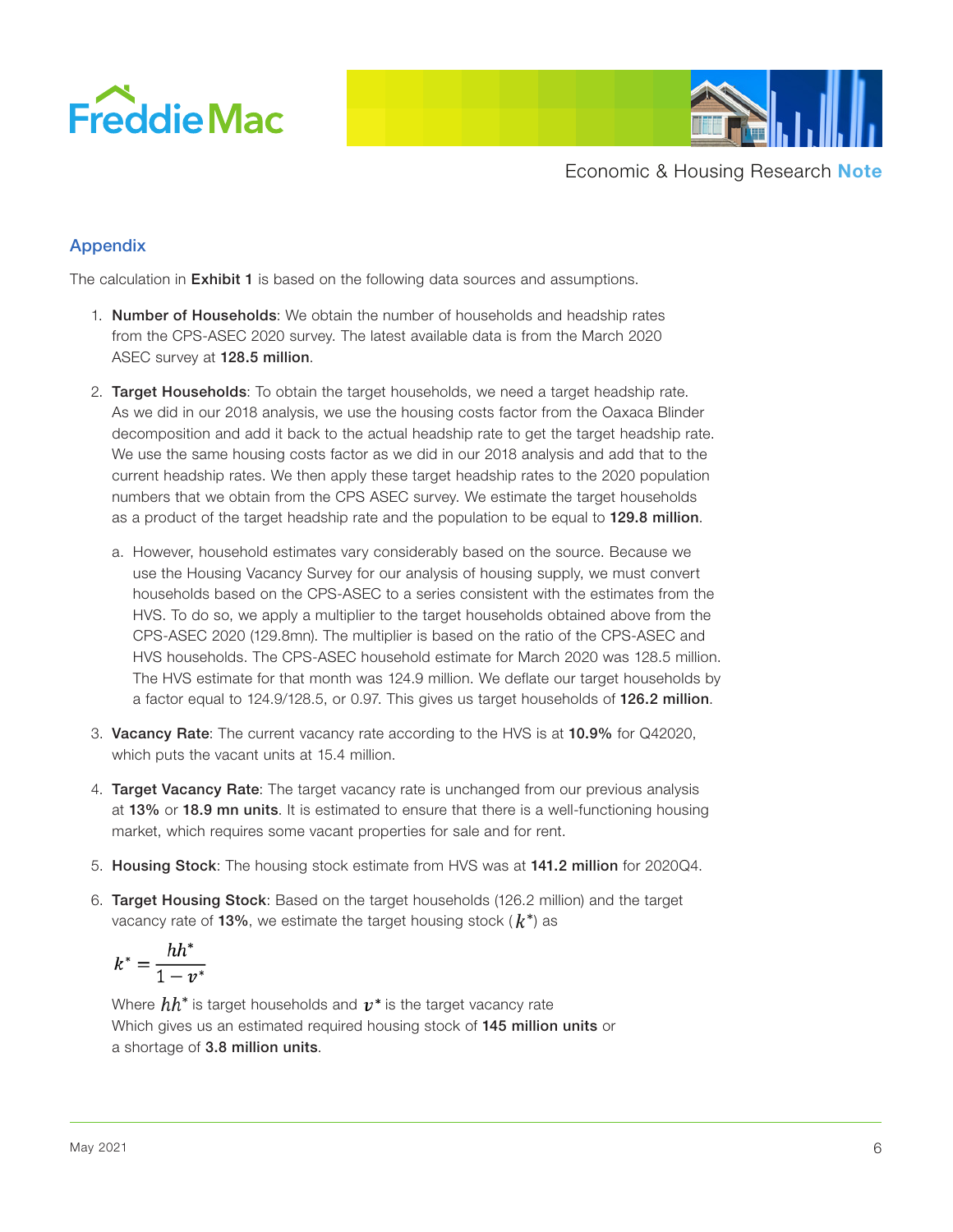## Appendix

The calculation in **Exhibit 1** is based on the following data sources and assumptions.

1. **Number of Households**: We obtain the number of households and headship rates from the CPS-ASEC 2020 survey. The latest available data is from the March 2020 ASEC survey at **128.5 million**.

2. **Target Households**: To obtain the target households, we need a target headship rate. As we did in our 2018 analysis, we use the housing costs factor from the Oaxaca Blinder decomposition and add it back to the actual headship rate to get the target headship rate. We use the same housing costs factor as we did in our 2018 analysis and add that to the current headship rates. We then apply these target headship rates to the 2020 population numbers that we obtain from the CPS ASEC survey. We estimate the target households as a product of the target headship rate and the population to be equal to **129.8 million**.

   a. However, household estimates vary considerably based on the source. Because we use the Housing Vacancy Survey for our analysis of housing supply, we must convert households based on the CPS-ASEC to a series consistent with the estimates from the HVS. To do so, we apply a multiplier to the target households obtained above from the CPS-ASEC 2020 (129.8mn). The multiplier is based on the ratio of the CPS-ASEC and HVS households. The CPS-ASEC household estimate for March 2020 was 128.5 million. The HVS estimate for that month was 124.9 million. We deflate our target households by a factor equal to 124.9/128.5, or 0.97. This gives us target households of **126.2 million**.

3. **Vacancy Rate**: The current vacancy rate according to the HVS is at **10.9%** for Q42020, which puts the vacant units at 15.4 million.

4. **Target Vacancy Rate**: The target vacancy rate is unchanged from our previous analysis at **13%** or **18.9 mn units**. It is estimated to ensure that there is a well-functioning housing market, which requires some vacant properties for sale and for rent.

5. **Housing Stock**: The housing stock estimate from HVS was at **141.2 million** for 2020Q4.

6. **Target Housing Stock**: Based on the target households (126.2 million) and the target vacancy rate of **13%**, we estimate the target housing stock ($k^*$) as

$$k^* = \frac{hh^*}{1 - v^*}$$

   Where $hh^*$ is target households and $v^*$ is the target vacancy rate
   Which gives us an estimated required housing stock of **145 million units** or a shortage of **3.8 million units**.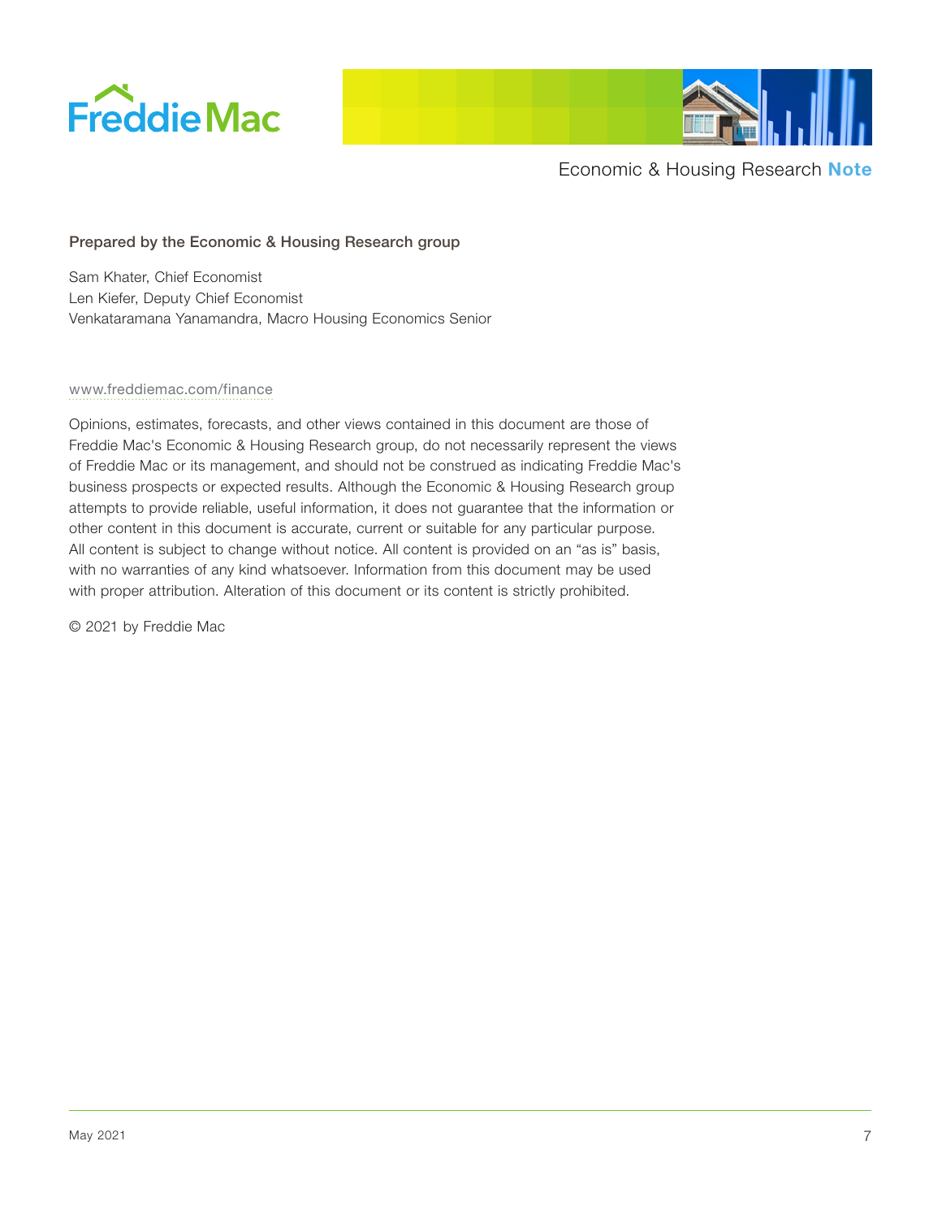**Prepared by the Economic & Housing Research group**

Sam Khater, Chief Economist
Len Kiefer, Deputy Chief Economist
Venkataramana Yanamandra, Macro Housing Economics Senior

www.freddiemac.com/finance

Opinions, estimates, forecasts, and other views contained in this document are those of Freddie Mac's Economic & Housing Research group, do not necessarily represent the views of Freddie Mac or its management, and should not be construed as indicating Freddie Mac's business prospects or expected results. Although the Economic & Housing Research group attempts to provide reliable, useful information, it does not guarantee that the information or other content in this document is accurate, current or suitable for any particular purpose. All content is subject to change without notice. All content is provided on an "as is" basis, with no warranties of any kind whatsoever. Information from this document may be used with proper attribution. Alteration of this document or its content is strictly prohibited.

© 2021 by Freddie Mac